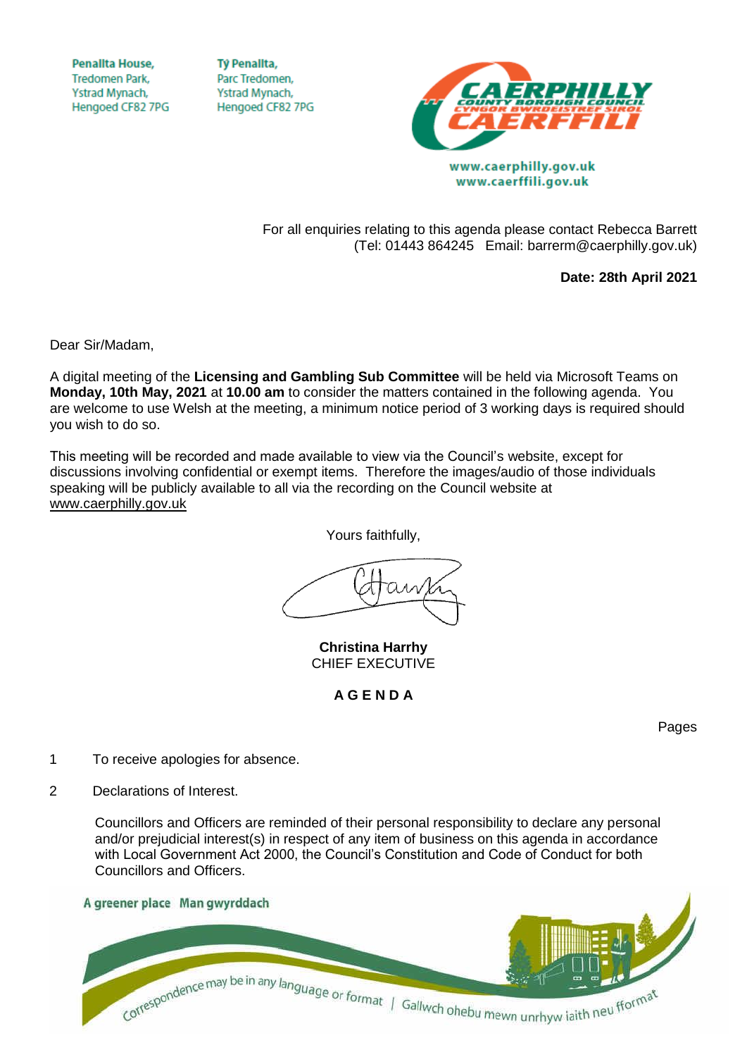Penallta House,
Tredomen Park,
Ystrad Mynach,
Hengoed CF82 7PG

Tŷ Penallta,
Parc Tredomen,
Ystrad Mynach,
Hengoed CF82 7PG

www.caerphilly.gov.uk
www.caerffili.gov.uk

For all enquiries relating to this agenda please contact Rebecca Barrett
(Tel: 01443 864245 Email: barrerm@caerphilly.gov.uk)

**Date: 28th April 2021**

Dear Sir/Madam,

A digital meeting of the **Licensing and Gambling Sub Committee** will be held via Microsoft Teams on **Monday, 10th May, 2021** at **10.00 am** to consider the matters contained in the following agenda. You are welcome to use Welsh at the meeting, a minimum notice period of 3 working days is required should you wish to do so.

This meeting will be recorded and made available to view via the Council's website, except for discussions involving confidential or exempt items. Therefore the images/audio of those individuals speaking will be publicly available to all via the recording on the Council website at www.caerphilly.gov.uk

Yours faithfully,

**Christina Harrhy**
CHIEF EXECUTIVE

**A G E N D A**

Pages

1 To receive apologies for absence.

2 Declarations of Interest.

Councillors and Officers are reminded of their personal responsibility to declare any personal and/or prejudicial interest(s) in respect of any item of business on this agenda in accordance with Local Government Act 2000, the Council's Constitution and Code of Conduct for both Councillors and Officers.

A greener place Man gwyrddach

Correspondence may be in any language or format | Gallwch ohebu mewn unrhyw iaith neu fformat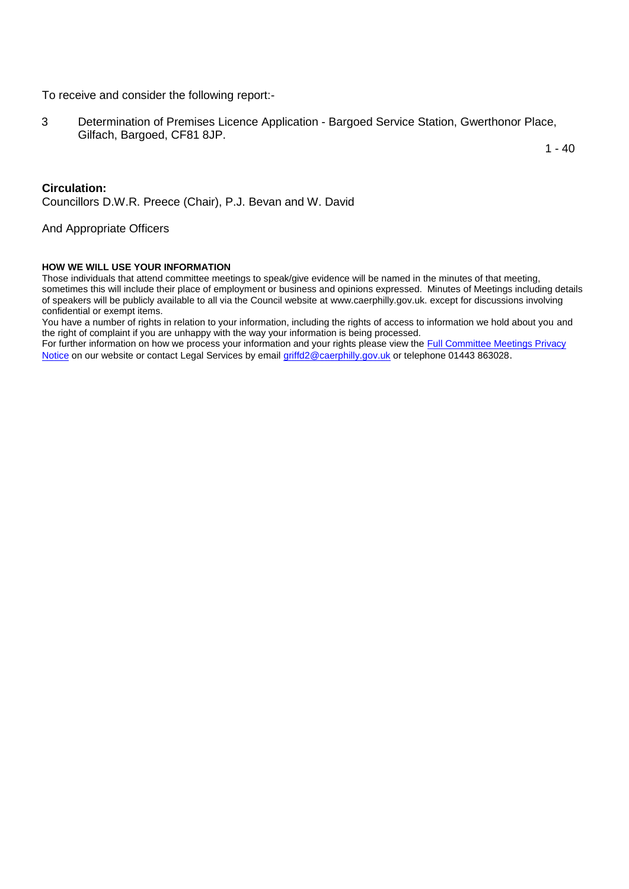To receive and consider the following report:-

3 Determination of Premises Licence Application - Bargoed Service Station, Gwerthonor Place, Gilfach, Bargoed, CF81 8JP.

1 - 40

**Circulation:**
Councillors D.W.R. Preece (Chair), P.J. Bevan and W. David

And Appropriate Officers

**HOW WE WILL USE YOUR INFORMATION**
Those individuals that attend committee meetings to speak/give evidence will be named in the minutes of that meeting, sometimes this will include their place of employment or business and opinions expressed. Minutes of Meetings including details of speakers will be publicly available to all via the Council website at www.caerphilly.gov.uk. except for discussions involving confidential or exempt items.
You have a number of rights in relation to your information, including the rights of access to information we hold about you and the right of complaint if you are unhappy with the way your information is being processed.
For further information on how we process your information and your rights please view the Full Committee Meetings Privacy Notice on our website or contact Legal Services by email griffd2@caerphilly.gov.uk or telephone 01443 863028.